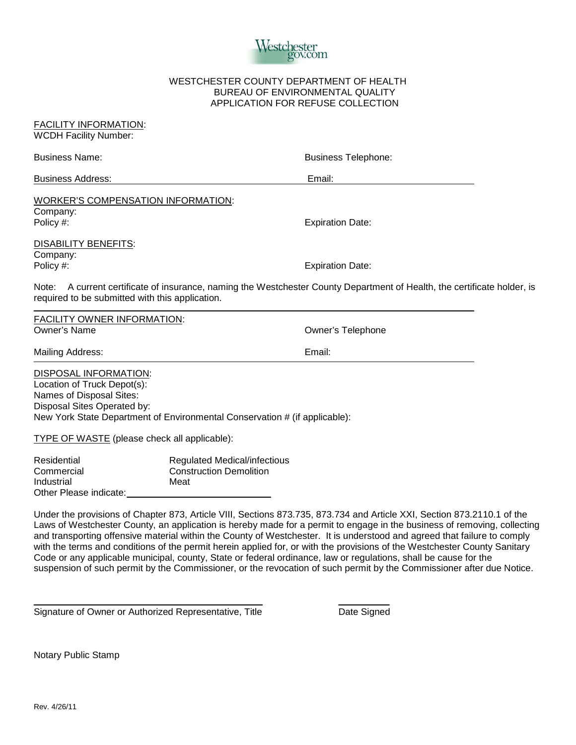WESTCHESTER COUNTY DEPARTMENT OF HEALTH
BUREAU OF ENVIRONMENTAL QUALITY
APPLICATION FOR REFUSE COLLECTION

FACILITY INFORMATION:
WCDH Facility Number:

Business Name: Business Telephone:

Business Address: Email:

WORKER'S COMPENSATION INFORMATION:
Company:
Policy #: Expiration Date:

DISABILITY BENEFITS:
Company:
Policy #: Expiration Date:

Note: A current certificate of insurance, naming the Westchester County Department of Health, the certificate holder, is required to be submitted with this application.

FACILITY OWNER INFORMATION:
Owner's Name Owner's Telephone

Mailing Address: Email:

DISPOSAL INFORMATION:
Location of Truck Depot(s):
Names of Disposal Sites:
Disposal Sites Operated by:
New York State Department of Environmental Conservation # (if applicable):

TYPE OF WASTE (please check all applicable):

| | |
|---|---|
| Residential | Regulated Medical/infectious |
| Commercial | Construction Demolition |
| Industrial | Meat |

Other Please indicate: ____________________

Under the provisions of Chapter 873, Article VIII, Sections 873.735, 873.734 and Article XXI, Section 873.2110.1 of the Laws of Westchester County, an application is hereby made for a permit to engage in the business of removing, collecting and transporting offensive material within the County of Westchester. It is understood and agreed that failure to comply with the terms and conditions of the permit herein applied for, or with the provisions of the Westchester County Sanitary Code or any applicable municipal, county, State or federal ordinance, law or regulations, shall be cause for the suspension of such permit by the Commissioner, or the revocation of such permit by the Commissioner after due Notice.

____________________________________ ____________
Signature of Owner or Authorized Representative, Title Date Signed

Notary Public Stamp

Rev. 4/26/11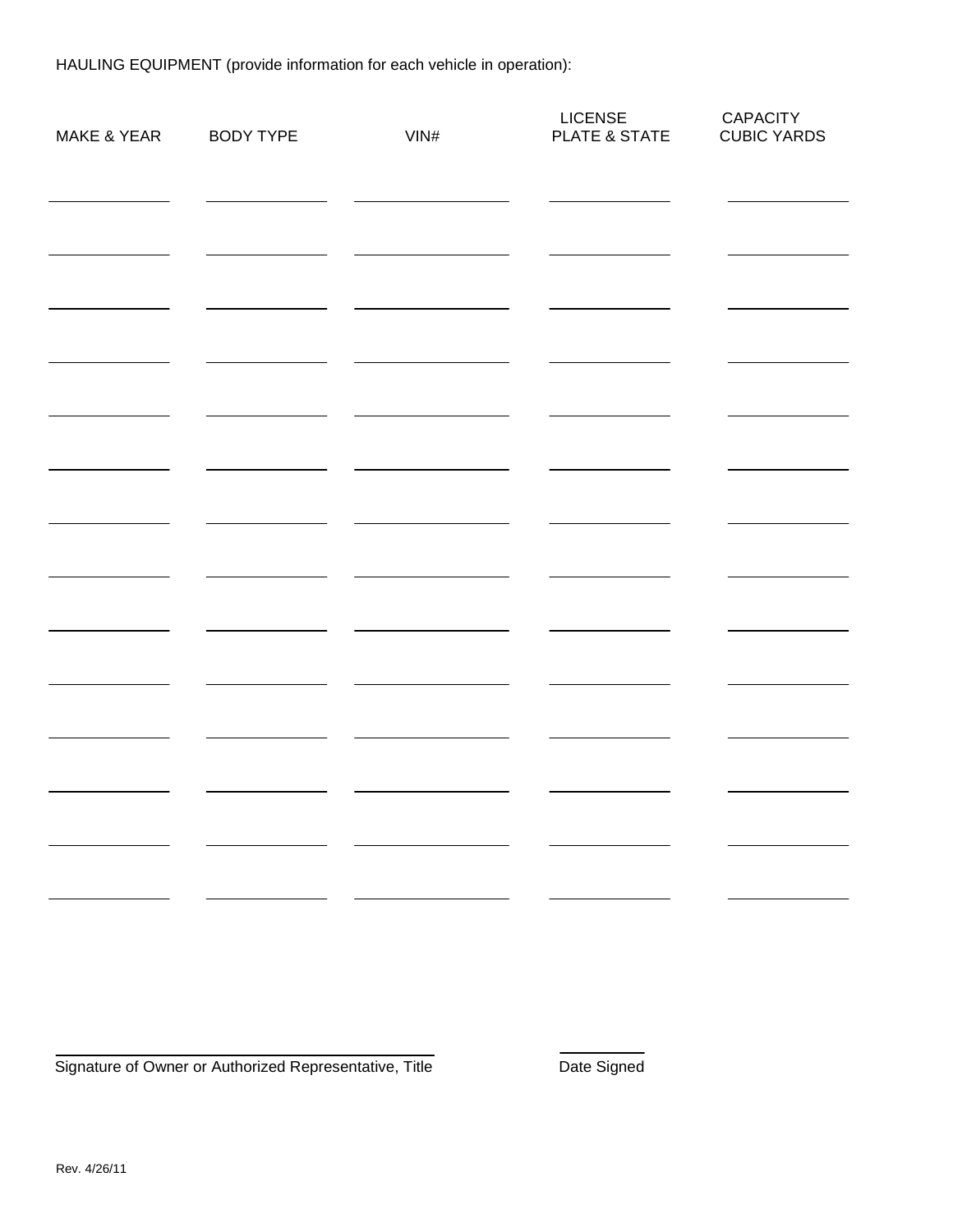HAULING EQUIPMENT (provide information for each vehicle in operation):

| MAKE & YEAR | BODY TYPE | VIN# | LICENSE PLATE & STATE | CAPACITY CUBIC YARDS |
| --- | --- | --- | --- | --- |
| | | | | |
| | | | | |
| | | | | |
| | | | | |
| | | | | |
| | | | | |
| | | | | |
| | | | | |
| | | | | |
| | | | | |
| | | | | |
| | | | | |
| | | | | |
| | | | | |

______________________________________
Signature of Owner or Authorized Representative, Title

__________
Date Signed

Rev. 4/26/11